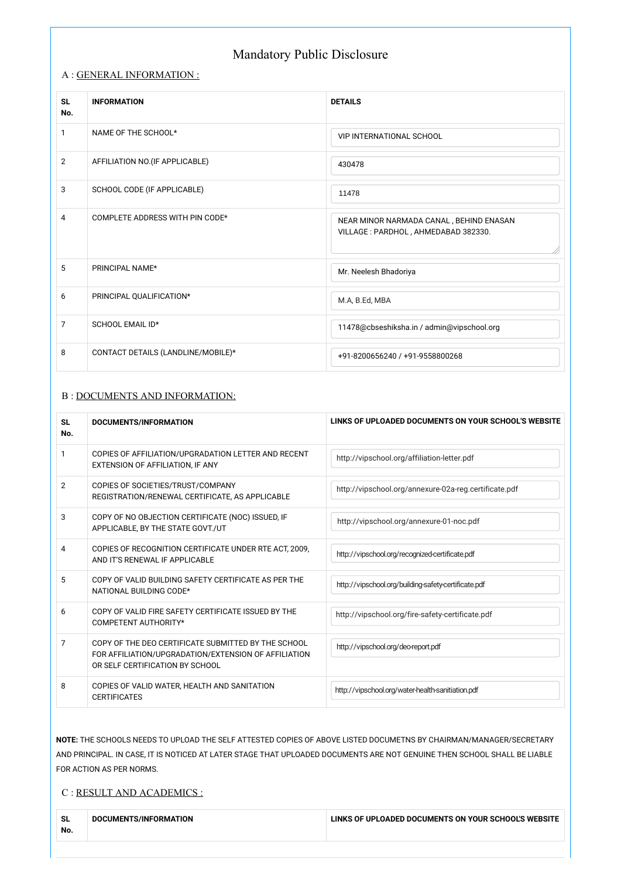# Mandatory Public Disclosure

## A : GENERAL INFORMATION :

| SL No. | INFORMATION | DETAILS |
|---|---|---|
| 1 | NAME OF THE SCHOOL* | VIP INTERNATIONAL SCHOOL |
| 2 | AFFILIATION NO.(IF APPLICABLE) | 430478 |
| 3 | SCHOOL CODE (IF APPLICABLE) | 11478 |
| 4 | COMPLETE ADDRESS WITH PIN CODE* | NEAR MINOR NARMADA CANAL , BEHIND ENASAN VILLAGE : PARDHOL , AHMEDABAD 382330. |
| 5 | PRINCIPAL NAME* | Mr. Neelesh Bhadoriya |
| 6 | PRINCIPAL QUALIFICATION* | M.A, B.Ed, MBA |
| 7 | SCHOOL EMAIL ID* | 11478@cbseshiksha.in / admin@vipschool.org |
| 8 | CONTACT DETAILS (LANDLINE/MOBILE)* | +91-8200656240 / +91-9558800268 |

## B : DOCUMENTS AND INFORMATION:

| SL No. | DOCUMENTS/INFORMATION | LINKS OF UPLOADED DOCUMENTS ON YOUR SCHOOL'S WEBSITE |
|---|---|---|
| 1 | COPIES OF AFFILIATION/UPGRADATION LETTER AND RECENT EXTENSION OF AFFILIATION, IF ANY | http://vipschool.org/affiliation-letter.pdf |
| 2 | COPIES OF SOCIETIES/TRUST/COMPANY REGISTRATION/RENEWAL CERTIFICATE, AS APPLICABLE | http://vipschool.org/annexure-02a-reg.certificate.pdf |
| 3 | COPY OF NO OBJECTION CERTIFICATE (NOC) ISSUED, IF APPLICABLE, BY THE STATE GOVT./UT | http://vipschool.org/annexure-01-noc.pdf |
| 4 | COPIES OF RECOGNITION CERTIFICATE UNDER RTE ACT, 2009, AND IT'S RENEWAL IF APPLICABLE | http://vipschool.org/recognized-certificate.pdf |
| 5 | COPY OF VALID BUILDING SAFETY CERTIFICATE AS PER THE NATIONAL BUILDING CODE* | http://vipschool.org/building-safety-certificate.pdf |
| 6 | COPY OF VALID FIRE SAFETY CERTIFICATE ISSUED BY THE COMPETENT AUTHORITY* | http://vipschool.org/fire-safety-certificate.pdf |
| 7 | COPY OF THE DEO CERTIFICATE SUBMITTED BY THE SCHOOL FOR AFFILIATION/UPGRADATION/EXTENSION OF AFFILIATION OR SELF CERTIFICATION BY SCHOOL | http://vipschool.org/deo-report.pdf |
| 8 | COPIES OF VALID WATER, HEALTH AND SANITATION CERTIFICATES | http://vipschool.org/water-health-sanitiation.pdf |

**NOTE:** THE SCHOOLS NEEDS TO UPLOAD THE SELF ATTESTED COPIES OF ABOVE LISTED DOCUMETNS BY CHAIRMAN/MANAGER/SECRETARY AND PRINCIPAL. IN CASE, IT IS NOTICED AT LATER STAGE THAT UPLOADED DOCUMENTS ARE NOT GENUINE THEN SCHOOL SHALL BE LIABLE FOR ACTION AS PER NORMS.

## C : RESULT AND ACADEMICS :

| SL No. | DOCUMENTS/INFORMATION | LINKS OF UPLOADED DOCUMENTS ON YOUR SCHOOL'S WEBSITE |
|---|---|---|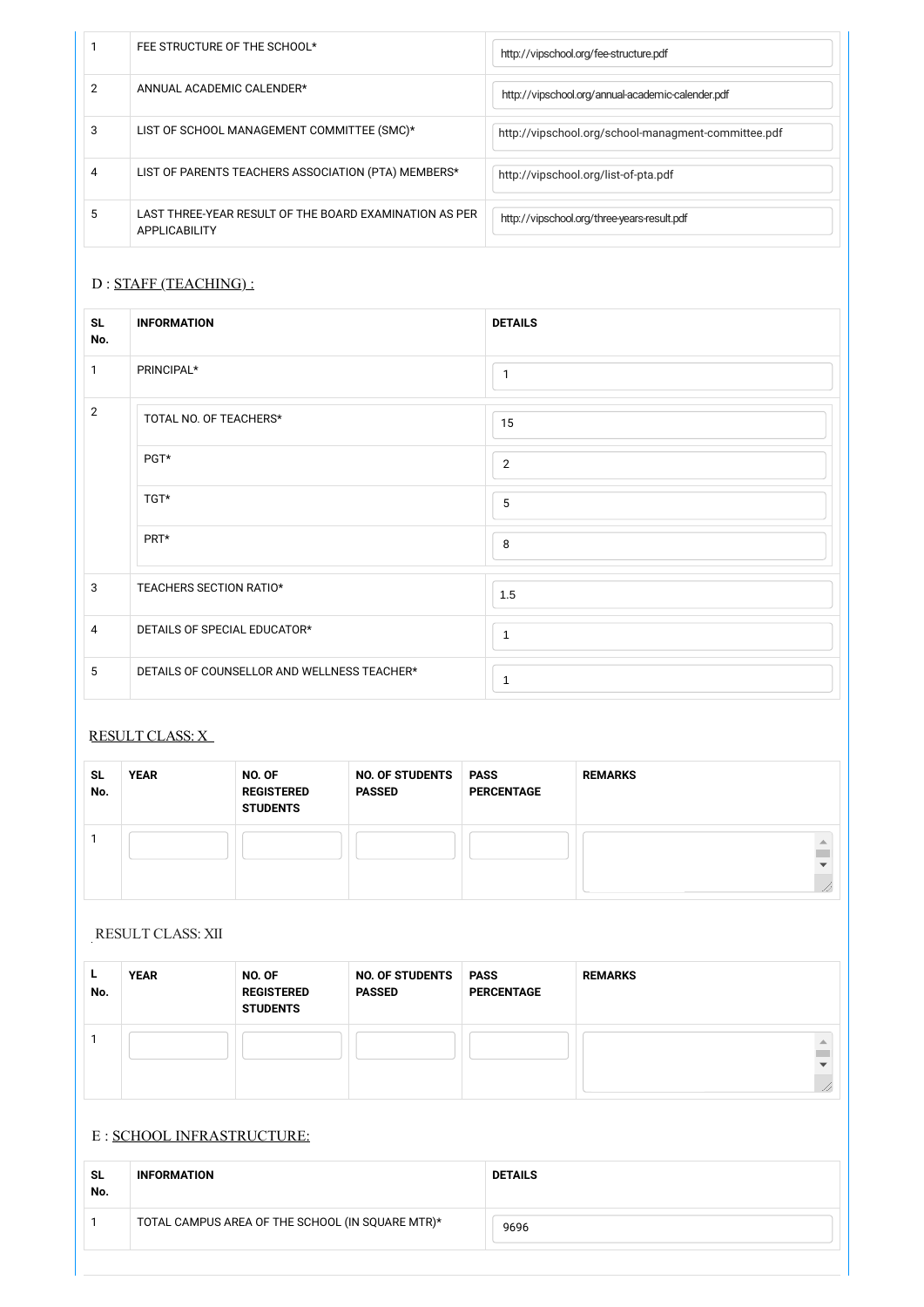| | | |
|---|---|---|
| 1 | FEE STRUCTURE OF THE SCHOOL* | http://vipschool.org/fee-structure.pdf |
| 2 | ANNUAL ACADEMIC CALENDER* | http://vipschool.org/annual-academic-calender.pdf |
| 3 | LIST OF SCHOOL MANAGEMENT COMMITTEE (SMC)* | http://vipschool.org/school-managment-committee.pdf |
| 4 | LIST OF PARENTS TEACHERS ASSOCIATION (PTA) MEMBERS* | http://vipschool.org/list-of-pta.pdf |
| 5 | LAST THREE-YEAR RESULT OF THE BOARD EXAMINATION AS PER APPLICABILITY | http://vipschool.org/three-years-result.pdf |

## D : STAFF (TEACHING) :

| SL No. | INFORMATION | | DETAILS |
|---|---|---|---|
| 1 | PRINCIPAL* | | 1 |
| 2 | TOTAL NO. OF TEACHERS* | | 15 |
| | PGT* | | 2 |
| | TGT* | | 5 |
| | PRT* | | 8 |
| 3 | TEACHERS SECTION RATIO* | | 1.5 |
| 4 | DETAILS OF SPECIAL EDUCATOR* | | 1 |
| 5 | DETAILS OF COUNSELLOR AND WELLNESS TEACHER* | | 1 |

### RESULT CLASS: X

| SL No. | YEAR | NO. OF REGISTERED STUDENTS | NO. OF STUDENTS PASSED | PASS PERCENTAGE | REMARKS |
|---|---|---|---|---|---|
| 1 | | | | | |

### RESULT CLASS: XII

| L No. | YEAR | NO. OF REGISTERED STUDENTS | NO. OF STUDENTS PASSED | PASS PERCENTAGE | REMARKS |
|---|---|---|---|---|---|
| 1 | | | | | |

## E : SCHOOL INFRASTRUCTURE:

| SL No. | INFORMATION | DETAILS |
|---|---|---|
| 1 | TOTAL CAMPUS AREA OF THE SCHOOL (IN SQUARE MTR)* | 9696 |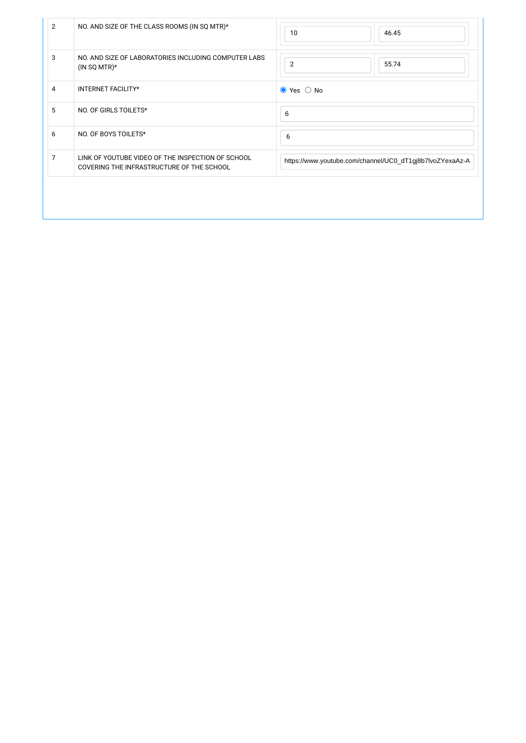| | | | |
|---|---|---|---|
| 2 | NO. AND SIZE OF THE CLASS ROOMS (IN SQ MTR)* | 10 | 46.45 |
| 3 | NO. AND SIZE OF LABORATORIES INCLUDING COMPUTER LABS (IN SQ MTR)* | 2 | 55.74 |
| 4 | INTERNET FACILITY* | ● Yes ○ No | |
| 5 | NO. OF GIRLS TOILETS* | 6 | |
| 6 | NO. OF BOYS TOILETS* | 6 | |
| 7 | LINK OF YOUTUBE VIDEO OF THE INSPECTION OF SCHOOL COVERING THE INFRASTRUCTURE OF THE SCHOOL | https://www.youtube.com/channel/UC0_dT1gj8b7lvoZYexaAz-A | |